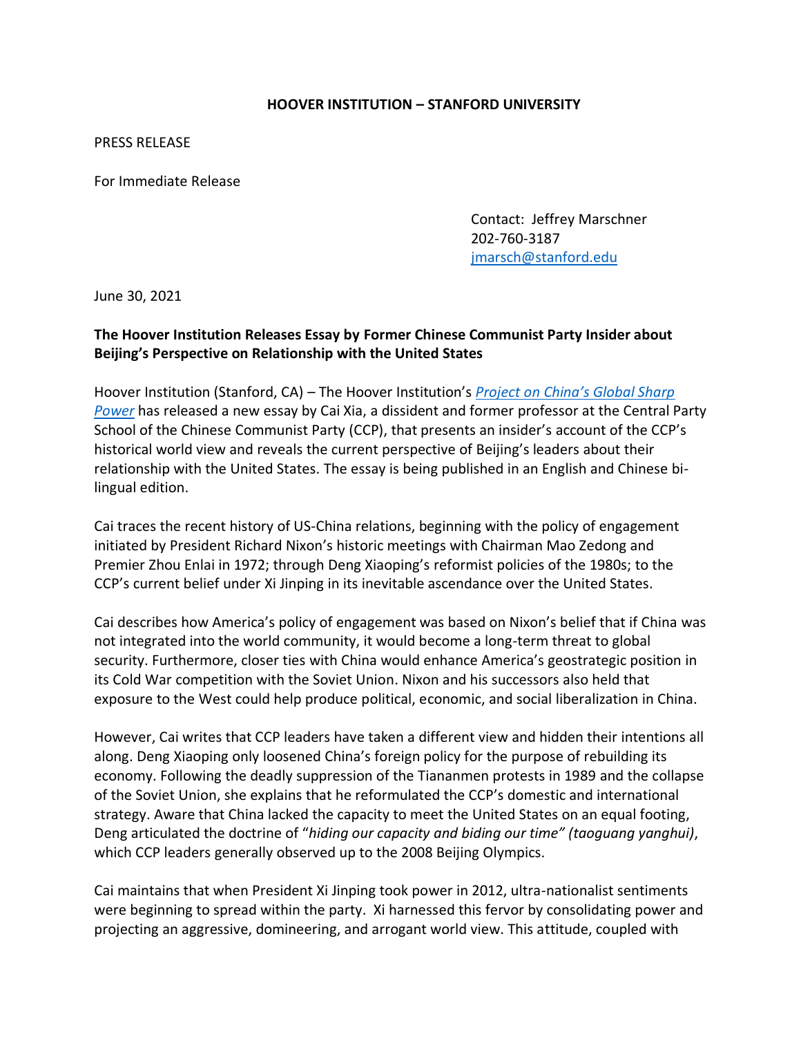**HOOVER INSTITUTION – STANFORD UNIVERSITY**

PRESS RELEASE

For Immediate Release

Contact: Jeffrey Marschner
202-760-3187
jmarsch@stanford.edu

June 30, 2021

**The Hoover Institution Releases Essay by Former Chinese Communist Party Insider about Beijing's Perspective on Relationship with the United States**

Hoover Institution (Stanford, CA) – The Hoover Institution's *Project on China's Global Sharp Power* has released a new essay by Cai Xia, a dissident and former professor at the Central Party School of the Chinese Communist Party (CCP), that presents an insider's account of the CCP's historical world view and reveals the current perspective of Beijing's leaders about their relationship with the United States. The essay is being published in an English and Chinese bi-lingual edition.

Cai traces the recent history of US-China relations, beginning with the policy of engagement initiated by President Richard Nixon's historic meetings with Chairman Mao Zedong and Premier Zhou Enlai in 1972; through Deng Xiaoping's reformist policies of the 1980s; to the CCP's current belief under Xi Jinping in its inevitable ascendance over the United States.

Cai describes how America's policy of engagement was based on Nixon's belief that if China was not integrated into the world community, it would become a long-term threat to global security. Furthermore, closer ties with China would enhance America's geostrategic position in its Cold War competition with the Soviet Union. Nixon and his successors also held that exposure to the West could help produce political, economic, and social liberalization in China.

However, Cai writes that CCP leaders have taken a different view and hidden their intentions all along. Deng Xiaoping only loosened China's foreign policy for the purpose of rebuilding its economy. Following the deadly suppression of the Tiananmen protests in 1989 and the collapse of the Soviet Union, she explains that he reformulated the CCP's domestic and international strategy. Aware that China lacked the capacity to meet the United States on an equal footing, Deng articulated the doctrine of "*hiding our capacity and biding our time" (taoguang yanghui)*, which CCP leaders generally observed up to the 2008 Beijing Olympics.

Cai maintains that when President Xi Jinping took power in 2012, ultra-nationalist sentiments were beginning to spread within the party. Xi harnessed this fervor by consolidating power and projecting an aggressive, domineering, and arrogant world view. This attitude, coupled with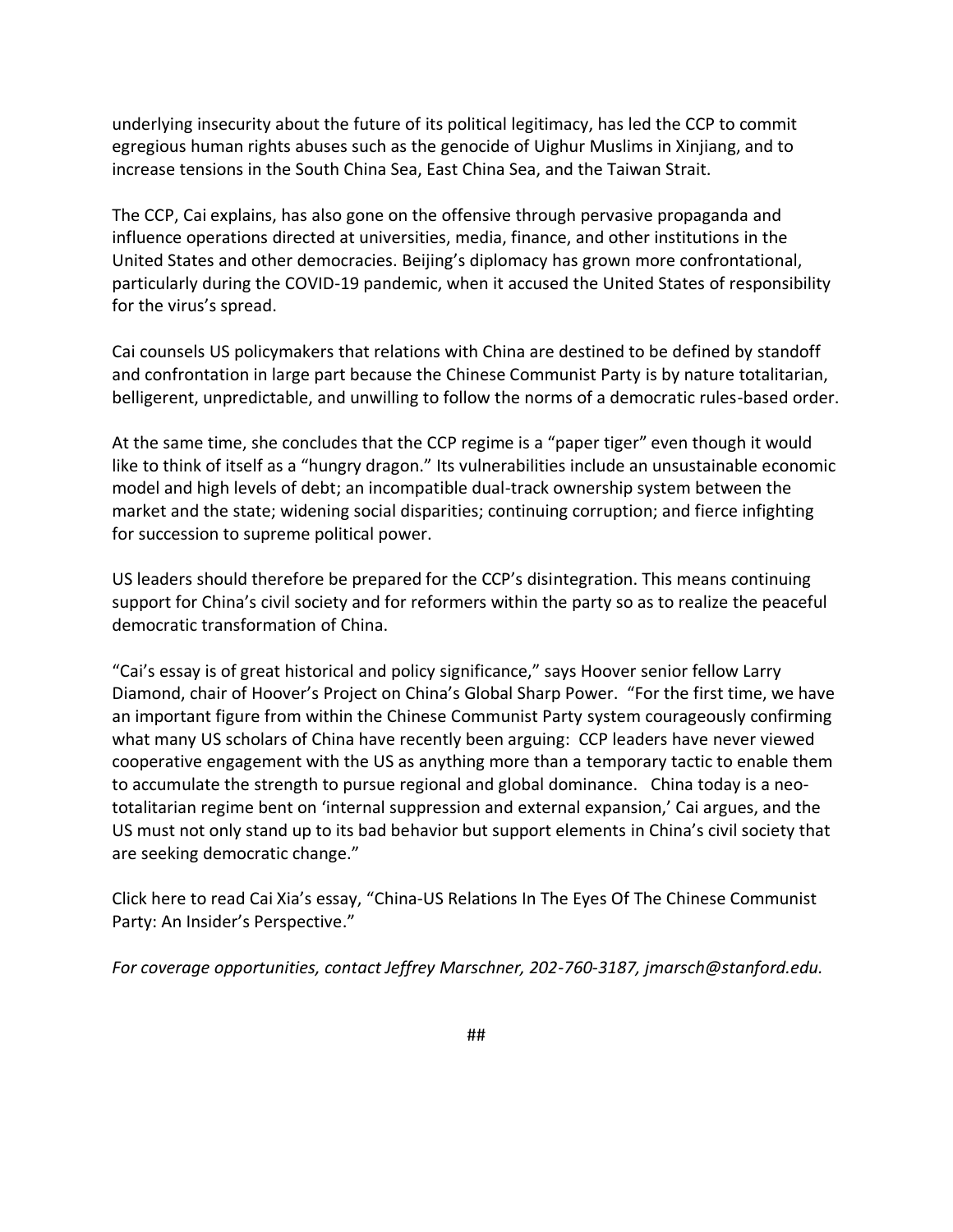underlying insecurity about the future of its political legitimacy, has led the CCP to commit egregious human rights abuses such as the genocide of Uighur Muslims in Xinjiang, and to increase tensions in the South China Sea, East China Sea, and the Taiwan Strait.

The CCP, Cai explains, has also gone on the offensive through pervasive propaganda and influence operations directed at universities, media, finance, and other institutions in the United States and other democracies. Beijing's diplomacy has grown more confrontational, particularly during the COVID-19 pandemic, when it accused the United States of responsibility for the virus's spread.

Cai counsels US policymakers that relations with China are destined to be defined by standoff and confrontation in large part because the Chinese Communist Party is by nature totalitarian, belligerent, unpredictable, and unwilling to follow the norms of a democratic rules-based order.

At the same time, she concludes that the CCP regime is a "paper tiger" even though it would like to think of itself as a "hungry dragon." Its vulnerabilities include an unsustainable economic model and high levels of debt; an incompatible dual-track ownership system between the market and the state; widening social disparities; continuing corruption; and fierce infighting for succession to supreme political power.

US leaders should therefore be prepared for the CCP's disintegration. This means continuing support for China's civil society and for reformers within the party so as to realize the peaceful democratic transformation of China.

"Cai's essay is of great historical and policy significance," says Hoover senior fellow Larry Diamond, chair of Hoover's Project on China's Global Sharp Power. "For the first time, we have an important figure from within the Chinese Communist Party system courageously confirming what many US scholars of China have recently been arguing: CCP leaders have never viewed cooperative engagement with the US as anything more than a temporary tactic to enable them to accumulate the strength to pursue regional and global dominance. China today is a neo-totalitarian regime bent on 'internal suppression and external expansion,' Cai argues, and the US must not only stand up to its bad behavior but support elements in China's civil society that are seeking democratic change."

Click here to read Cai Xia's essay, "China-US Relations In The Eyes Of The Chinese Communist Party: An Insider's Perspective."

*For coverage opportunities, contact Jeffrey Marschner, 202-760-3187, jmarsch@stanford.edu.*

##